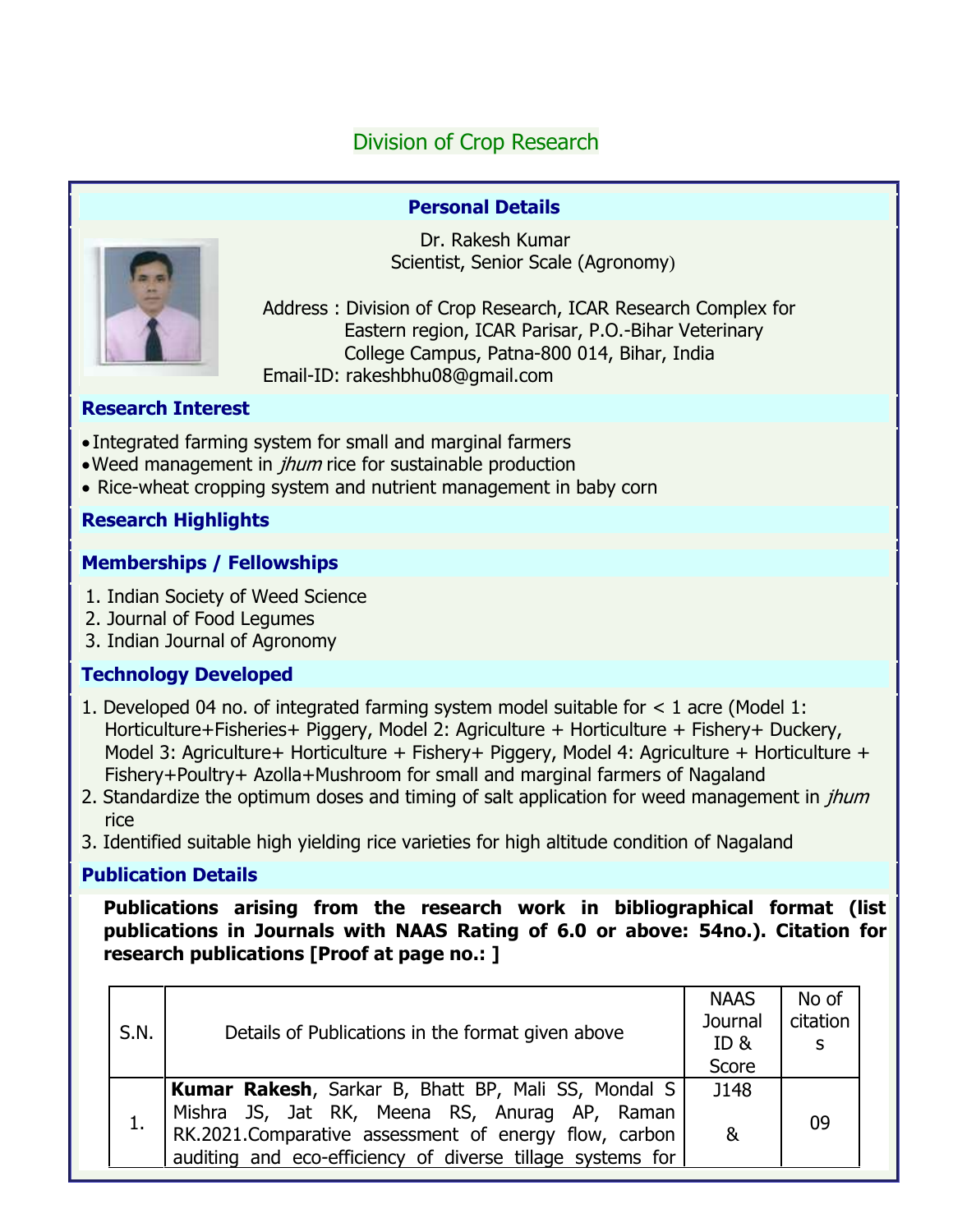## Division of Crop Research

### Personal Details

Dr. Rakesh Kumar
Scientist, Senior Scale (Agronomy)

Address : Division of Crop Research, ICAR Research Complex for Eastern region, ICAR Parisar, P.O.-Bihar Veterinary College Campus, Patna-800 014, Bihar, India
Email-ID: rakeshbhu08@gmail.com

### Research Interest

- Integrated farming system for small and marginal farmers
- Weed management in *jhum* rice for sustainable production
- Rice-wheat cropping system and nutrient management in baby corn

### Research Highlights

### Memberships / Fellowships

1. Indian Society of Weed Science
2. Journal of Food Legumes
3. Indian Journal of Agronomy

### Technology Developed

1. Developed 04 no. of integrated farming system model suitable for < 1 acre (Model 1: Horticulture+Fisheries+ Piggery, Model 2: Agriculture + Horticulture + Fishery+ Duckery, Model 3: Agriculture+ Horticulture + Fishery+ Piggery, Model 4: Agriculture + Horticulture + Fishery+Poultry+ Azolla+Mushroom for small and marginal farmers of Nagaland
2. Standardize the optimum doses and timing of salt application for weed management in *jhum* rice
3. Identified suitable high yielding rice varieties for high altitude condition of Nagaland

### Publication Details

**Publications arising from the research work in bibliographical format (list publications in Journals with NAAS Rating of 6.0 or above: 54no.). Citation for research publications [Proof at page no.: ]**

| S.N. | Details of Publications in the format given above | NAAS Journal ID & Score | No of citations |
|---|---|---|---|
| 1. | **Kumar Rakesh**, Sarkar B, Bhatt BP, Mali SS, Mondal S Mishra JS, Jat RK, Meena RS, Anurag AP, Raman RK.2021.Comparative assessment of energy flow, carbon auditing and eco-efficiency of diverse tillage systems for | J148 & | 09 |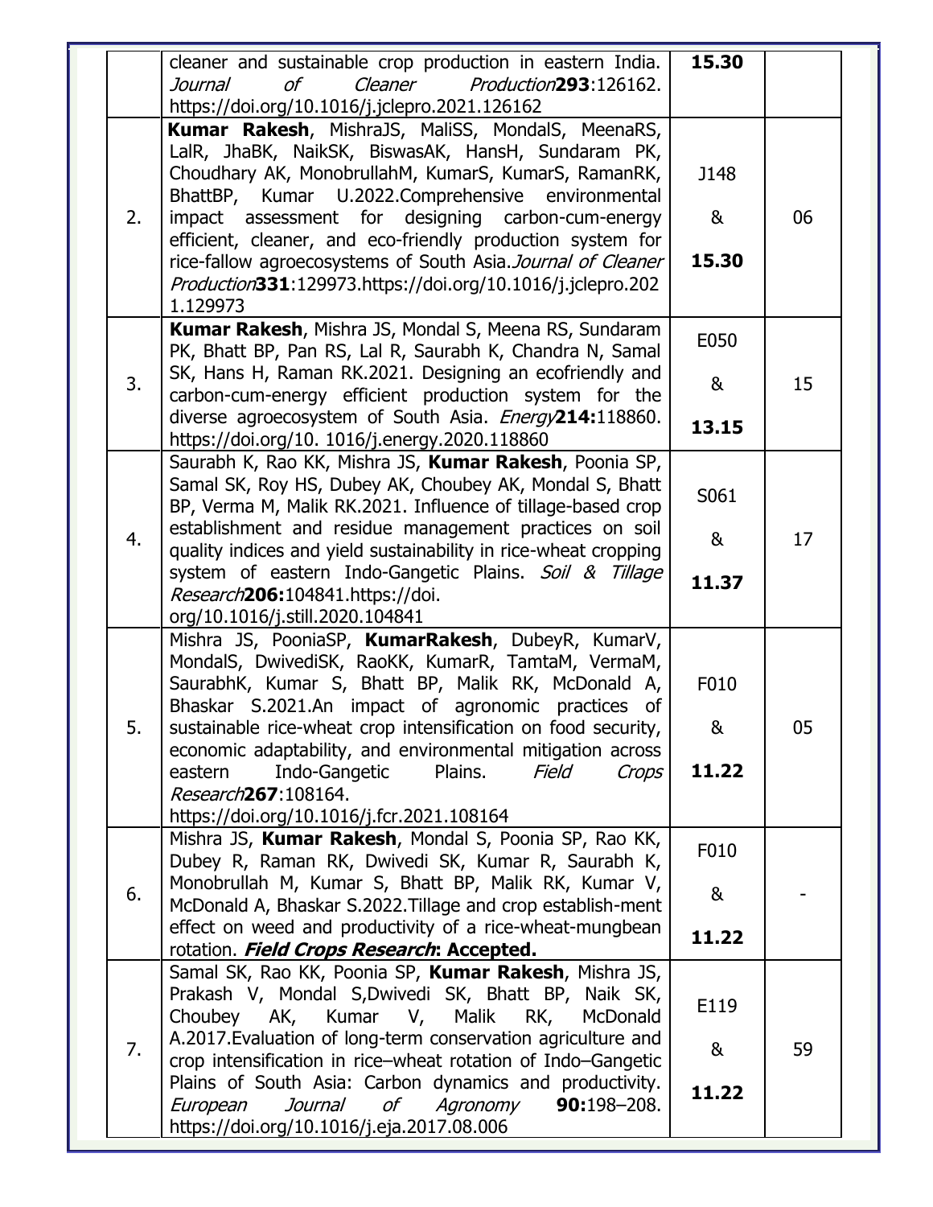| | | | |
|---|---|---|---|
| | cleaner and sustainable crop production in eastern India. *Journal of Cleaner Production* **293**:126162. https://doi.org/10.1016/j.jclepro.2021.126162 | **15.30** | |
| 2. | **Kumar Rakesh**, MishraJS, MaliSS, MondalS, MeenaRS, LalR, JhaBK, NaikSK, BiswasAK, HansH, Sundaram PK, Choudhary AK, MonobrullahM, KumarS, KumarS, RamanRK, BhattBP, Kumar U.2022.Comprehensive environmental impact assessment for designing carbon-cum-energy efficient, cleaner, and eco-friendly production system for rice-fallow agroecosystems of South Asia.*Journal of Cleaner Production* **331**:129973.https://doi.org/10.1016/j.jclepro.2021.129973 | J148 & **15.30** | 06 |
| 3. | **Kumar Rakesh**, Mishra JS, Mondal S, Meena RS, Sundaram PK, Bhatt BP, Pan RS, Lal R, Saurabh K, Chandra N, Samal SK, Hans H, Raman RK.2021. Designing an ecofriendly and carbon-cum-energy efficient production system for the diverse agroecosystem of South Asia. *Energy* **214:**118860. https://doi.org/10. 1016/j.energy.2020.118860 | E050 & **13.15** | 15 |
| 4. | Saurabh K, Rao KK, Mishra JS, **Kumar Rakesh**, Poonia SP, Samal SK, Roy HS, Dubey AK, Choubey AK, Mondal S, Bhatt BP, Verma M, Malik RK.2021. Influence of tillage-based crop establishment and residue management practices on soil quality indices and yield sustainability in rice-wheat cropping system of eastern Indo-Gangetic Plains. *Soil & Tillage Research* **206:**104841.https://doi. org/10.1016/j.still.2020.104841 | S061 & **11.37** | 17 |
| 5. | Mishra JS, PooniaSP, **KumarRakesh**, DubeyR, KumarV, MondalS, DwivediSK, RaoKK, KumarR, TamtaM, VermaM, SaurabhK, Kumar S, Bhatt BP, Malik RK, McDonald A, Bhaskar S.2021.An impact of agronomic practices of sustainable rice-wheat crop intensification on food security, economic adaptability, and environmental mitigation across eastern Indo-Gangetic Plains. *Field Crops Research* **267**:108164. https://doi.org/10.1016/j.fcr.2021.108164 | F010 & **11.22** | 05 |
| 6. | Mishra JS, **Kumar Rakesh**, Mondal S, Poonia SP, Rao KK, Dubey R, Raman RK, Dwivedi SK, Kumar R, Saurabh K, Monobrullah M, Kumar S, Bhatt BP, Malik RK, Kumar V, McDonald A, Bhaskar S.2022.Tillage and crop establish-ment effect on weed and productivity of a rice-wheat-mungbean rotation. ***Field Crops Research*: Accepted.** | F010 & **11.22** | - |
| 7. | Samal SK, Rao KK, Poonia SP, **Kumar Rakesh**, Mishra JS, Prakash V, Mondal S,Dwivedi SK, Bhatt BP, Naik SK, Choubey AK, Kumar V, Malik RK, McDonald A.2017.Evaluation of long-term conservation agriculture and crop intensification in rice–wheat rotation of Indo–Gangetic Plains of South Asia: Carbon dynamics and productivity. *European Journal of Agronomy* **90:**198–208. https://doi.org/10.1016/j.eja.2017.08.006 | E119 & **11.22** | 59 |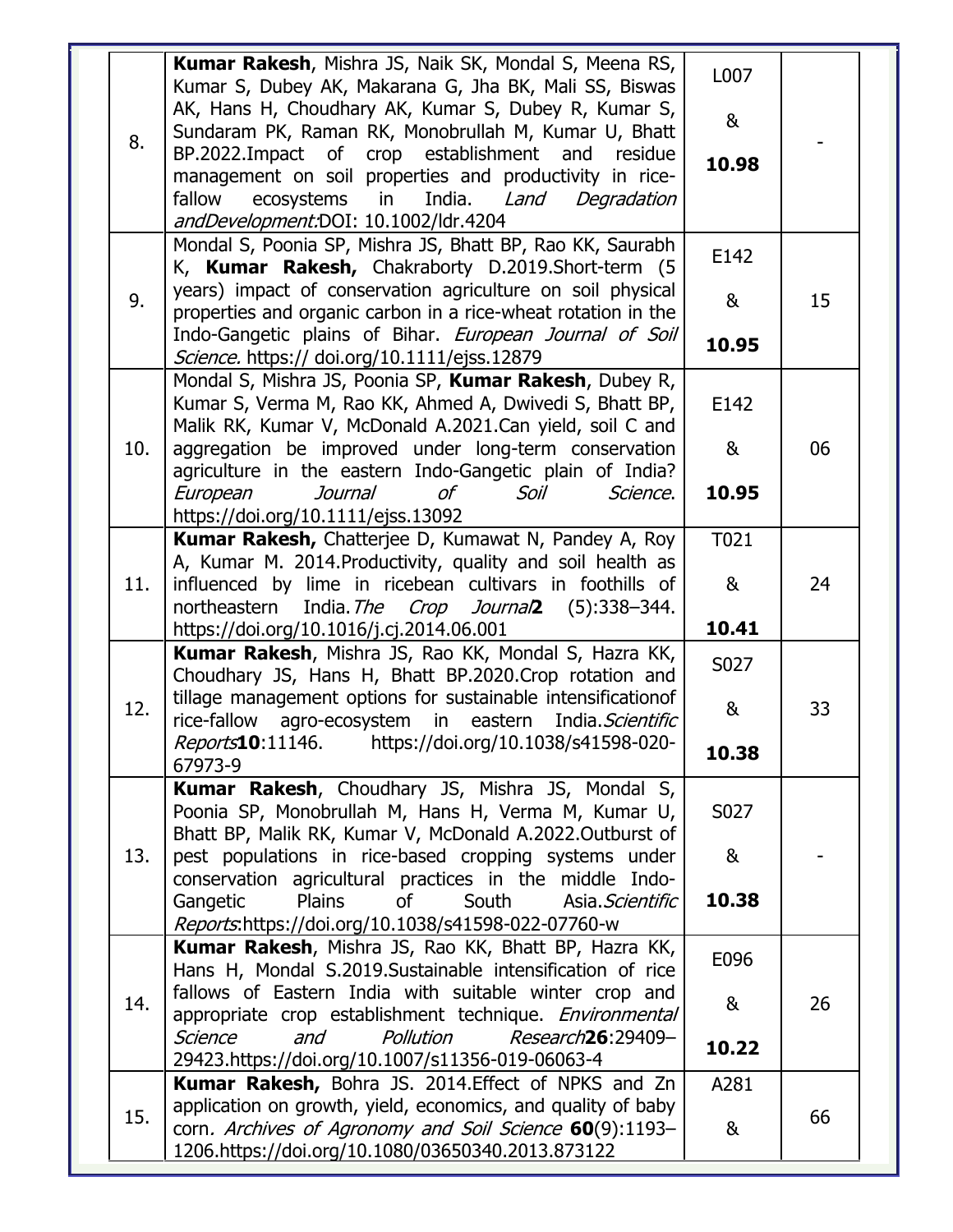| | | | |
|---|---|---|---|
| 8. | **Kumar Rakesh**, Mishra JS, Naik SK, Mondal S, Meena RS, Kumar S, Dubey AK, Makarana G, Jha BK, Mali SS, Biswas AK, Hans H, Choudhary AK, Kumar S, Dubey R, Kumar S, Sundaram PK, Raman RK, Monobrullah M, Kumar U, Bhatt BP.2022.Impact of crop establishment and residue management on soil properties and productivity in rice-fallow ecosystems in India. *Land Degradation andDevelopment*:DOI: 10.1002/ldr.4204 | L007 & **10.98** | - |
| 9. | Mondal S, Poonia SP, Mishra JS, Bhatt BP, Rao KK, Saurabh K, **Kumar Rakesh,** Chakraborty D.2019.Short-term (5 years) impact of conservation agriculture on soil physical properties and organic carbon in a rice-wheat rotation in the Indo-Gangetic plains of Bihar. *European Journal of Soil Science.* https:// doi.org/10.1111/ejss.12879 | E142 & **10.95** | 15 |
| 10. | Mondal S, Mishra JS, Poonia SP, **Kumar Rakesh**, Dubey R, Kumar S, Verma M, Rao KK, Ahmed A, Dwivedi S, Bhatt BP, Malik RK, Kumar V, McDonald A.2021.Can yield, soil C and aggregation be improved under long-term conservation agriculture in the eastern Indo-Gangetic plain of India? *European Journal of Soil Science*. https://doi.org/10.1111/ejss.13092 | E142 & **10.95** | 06 |
| 11. | **Kumar Rakesh,** Chatterjee D, Kumawat N, Pandey A, Roy A, Kumar M. 2014.Productivity, quality and soil health as influenced by lime in ricebean cultivars in foothills of northeastern India.*The Crop Journal***2** (5):338–344. https://doi.org/10.1016/j.cj.2014.06.001 | T021 & **10.41** | 24 |
| 12. | **Kumar Rakesh**, Mishra JS, Rao KK, Mondal S, Hazra KK, Choudhary JS, Hans H, Bhatt BP.2020.Crop rotation and tillage management options for sustainable intensificationof rice-fallow agro-ecosystem in eastern India.*Scientific Reports***10**:11146. https://doi.org/10.1038/s41598-020-67973-9 | S027 & **10.38** | 33 |
| 13. | **Kumar Rakesh**, Choudhary JS, Mishra JS, Mondal S, Poonia SP, Monobrullah M, Hans H, Verma M, Kumar U, Bhatt BP, Malik RK, Kumar V, McDonald A.2022.Outburst of pest populations in rice-based cropping systems under conservation agricultural practices in the middle Indo-Gangetic Plains of South Asia.*Scientific Reports*:https://doi.org/10.1038/s41598-022-07760-w | S027 & **10.38** | - |
| 14. | **Kumar Rakesh**, Mishra JS, Rao KK, Bhatt BP, Hazra KK, Hans H, Mondal S.2019.Sustainable intensification of rice fallows of Eastern India with suitable winter crop and appropriate crop establishment technique. *Environmental Science and Pollution Research***26**:29409–29423.https://doi.org/10.1007/s11356-019-06063-4 | E096 & **10.22** | 26 |
| 15. | **Kumar Rakesh,** Bohra JS. 2014.Effect of NPKS and Zn application on growth, yield, economics, and quality of baby corn. *Archives of Agronomy and Soil Science* **60**(9):1193–1206.https://doi.org/10.1080/03650340.2013.873122 | A281 & | 66 |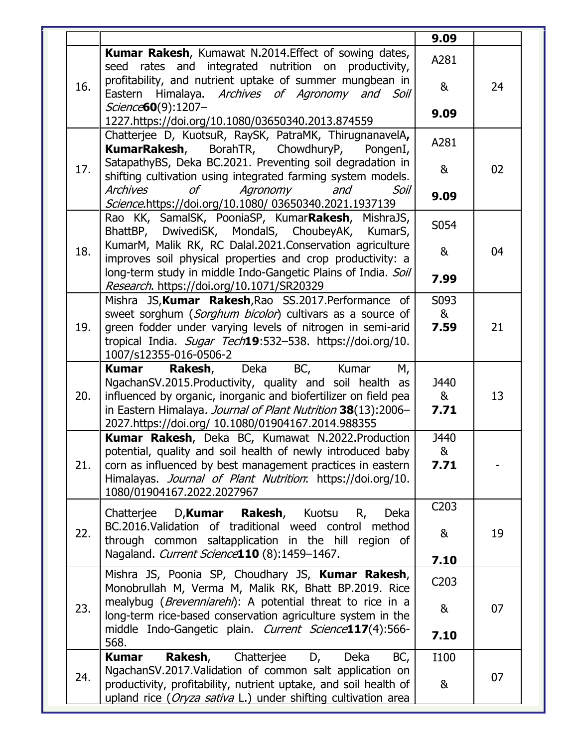| | | | |
|---|---|---|---|
| | | **9.09** | |
| 16. | **Kumar Rakesh**, Kumawat N.2014.Effect of sowing dates, seed rates and integrated nutrition on productivity, profitability, and nutrient uptake of summer mungbean in Eastern Himalaya. *Archives of Agronomy and Soil Science* **60**(9):1207–1227.https://doi.org/10.1080/03650340.2013.874559 | A281 & **9.09** | 24 |
| 17. | Chatterjee D, KuotsuR, RaySK, PatraMK, ThirugnanavelA, **KumarRakesh**, BorahTR, ChowdhuryP, PongenI, SatapathyBS, Deka BC.2021. Preventing soil degradation in shifting cultivation using integrated farming system models. *Archives of Agronomy and Soil Science*.https://doi.org/10.1080/ 03650340.2021.1937139 | A281 & **9.09** | 02 |
| 18. | Rao KK, SamalSK, PooniaSP, Kumar**Rakesh**, MishraJS, BhattBP, DwivediSK, MondalS, ChoubeyAK, KumarS, KumarM, Malik RK, RC Dalal.2021.Conservation agriculture improves soil physical properties and crop productivity: a long-term study in middle Indo-Gangetic Plains of India. *Soil Research*. https://doi.org/10.1071/SR20329 | S054 & **7.99** | 04 |
| 19. | Mishra JS,**Kumar Rakesh**,Rao SS.2017.Performance of sweet sorghum (*Sorghum bicolor*) cultivars as a source of green fodder under varying levels of nitrogen in semi-arid tropical India. *Sugar Tech* **19**:532–538. https://doi.org/10.1007/s12355-016-0506-2 | S093 & **7.59** | 21 |
| 20. | **Kumar Rakesh**, Deka BC, Kumar M, NgachanSV.2015.Productivity, quality and soil health as influenced by organic, inorganic and biofertilizer on field pea in Eastern Himalaya. *Journal of Plant Nutrition* **38**(13):2006–2027.https://doi.org/ 10.1080/01904167.2014.988355 | J440 & **7.71** | 13 |
| 21. | **Kumar Rakesh**, Deka BC, Kumawat N.2022.Production potential, quality and soil health of newly introduced baby corn as influenced by best management practices in eastern Himalayas. *Journal of Plant Nutrition*: https://doi.org/10.1080/01904167.2022.2027967 | J440 & **7.71** | - |
| 22. | Chatterjee D,**Kumar Rakesh**, Kuotsu R, Deka BC.2016.Validation of traditional weed control method through common saltapplication in the hill region of Nagaland. *Current Science* **110** (8):1459–1467. | C203 & **7.10** | 19 |
| 23. | Mishra JS, Poonia SP, Choudhary JS, **Kumar Rakesh**, Monobrullah M, Verma M, Malik RK, Bhatt BP.2019. Rice mealybug (*Brevenniarehi*): A potential threat to rice in a long-term rice-based conservation agriculture system in the middle Indo-Gangetic plain. *Current Science* **117**(4):566-568. | C203 & **7.10** | 07 |
| 24. | **Kumar Rakesh**, Chatterjee D, Deka BC, NgachanSV.2017.Validation of common salt application on productivity, profitability, nutrient uptake, and soil health of upland rice (*Oryza sativa* L.) under shifting cultivation area | I100 & | 07 |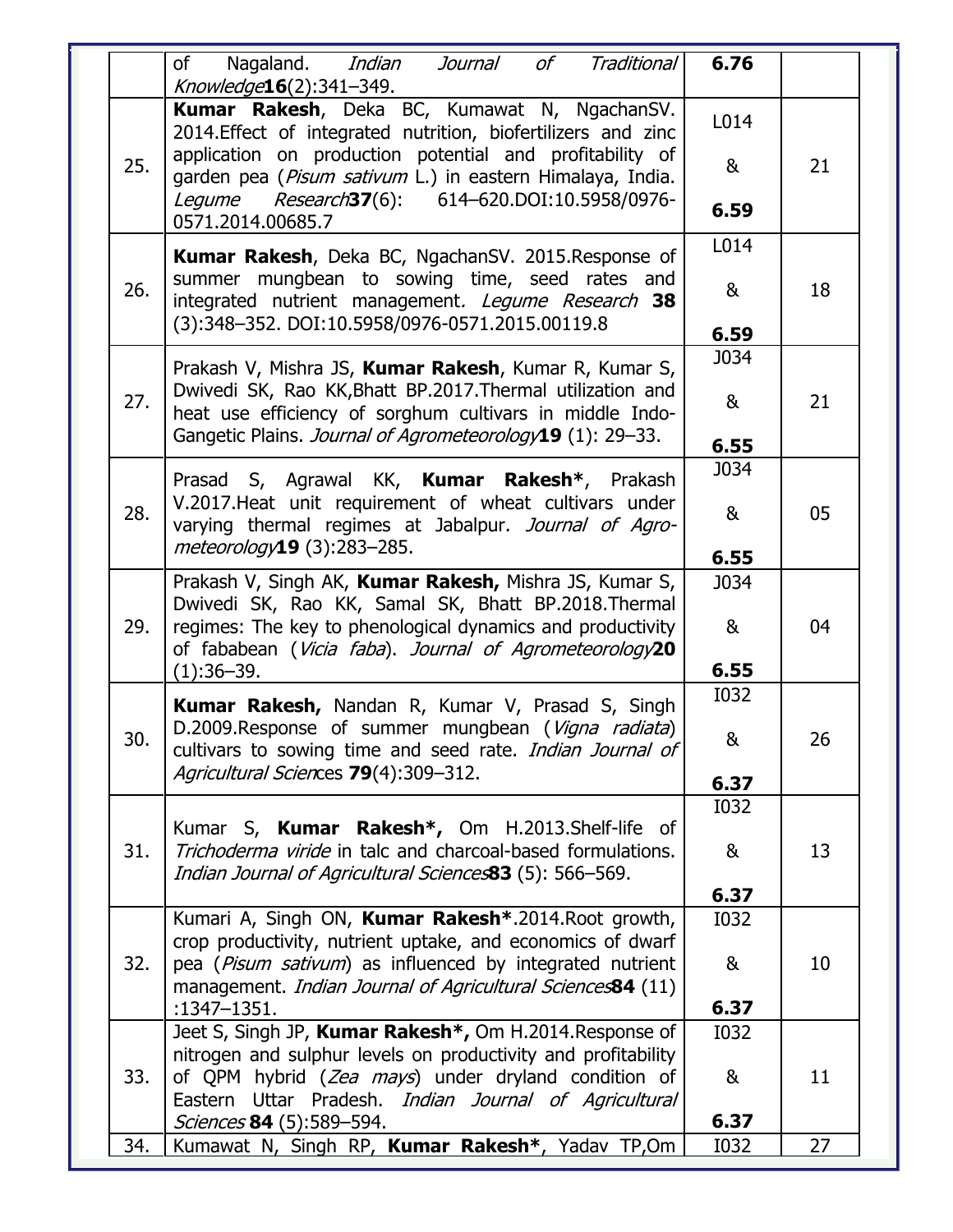| | | | |
|---|---|---|---|
| | of Nagaland. *Indian Journal of Traditional Knowledge***16**(2):341–349. | **6.76** | |
| 25. | **Kumar Rakesh**, Deka BC, Kumawat N, NgachanSV. 2014.Effect of integrated nutrition, biofertilizers and zinc application on production potential and profitability of garden pea (*Pisum sativum* L.) in eastern Himalaya, India. *Legume Research***37**(6): 614–620.DOI:10.5958/0976-0571.2014.00685.7 | L014 & **6.59** | 21 |
| 26. | **Kumar Rakesh**, Deka BC, NgachanSV. 2015.Response of summer mungbean to sowing time, seed rates and integrated nutrient management*. Legume Research* **38** (3):348–352. DOI:10.5958/0976-0571.2015.00119.8 | L014 & **6.59** | 18 |
| 27. | Prakash V, Mishra JS, **Kumar Rakesh**, Kumar R, Kumar S, Dwivedi SK, Rao KK,Bhatt BP.2017.Thermal utilization and heat use efficiency of sorghum cultivars in middle Indo-Gangetic Plains. *Journal of Agrometeorology***19** (1): 29–33. | J034 & **6.55** | 21 |
| 28. | Prasad S, Agrawal KK, **Kumar Rakesh***, Prakash V.2017.Heat unit requirement of wheat cultivars under varying thermal regimes at Jabalpur. *Journal of Agro-meteorology***19** (3):283–285. | J034 & **6.55** | 05 |
| 29. | Prakash V, Singh AK, **Kumar Rakesh,** Mishra JS, Kumar S, Dwivedi SK, Rao KK, Samal SK, Bhatt BP.2018.Thermal regimes: The key to phenological dynamics and productivity of fababean (*Vicia faba*). *Journal of Agrometeorology***20** (1):36–39. | J034 & **6.55** | 04 |
| 30. | **Kumar Rakesh,** Nandan R, Kumar V, Prasad S, Singh D.2009.Response of summer mungbean (*Vigna radiata*) cultivars to sowing time and seed rate. *Indian Journal of Agricultural Scien*ces **79**(4):309–312. | I032 & **6.37** | 26 |
| 31. | Kumar S, **Kumar Rakesh*,** Om H.2013.Shelf-life of *Trichoderma viride* in talc and charcoal-based formulations. *Indian Journal of Agricultural Sciences***83** (5): 566–569. | I032 & **6.37** | 13 |
| 32. | Kumari A, Singh ON, **Kumar Rakesh***.2014.Root growth, crop productivity, nutrient uptake, and economics of dwarf pea (*Pisum sativum*) as influenced by integrated nutrient management. *Indian Journal of Agricultural Sciences***84** (11) :1347–1351. | I032 & **6.37** | 10 |
| 33. | Jeet S, Singh JP, **Kumar Rakesh*,** Om H.2014.Response of nitrogen and sulphur levels on productivity and profitability of QPM hybrid (*Zea mays*) under dryland condition of Eastern Uttar Pradesh. *Indian Journal of Agricultural Sciences* **84** (5):589–594. | I032 & **6.37** | 11 |
| 34. | Kumawat N, Singh RP, **Kumar Rakesh***, Yadav TP,Om | I032 | 27 |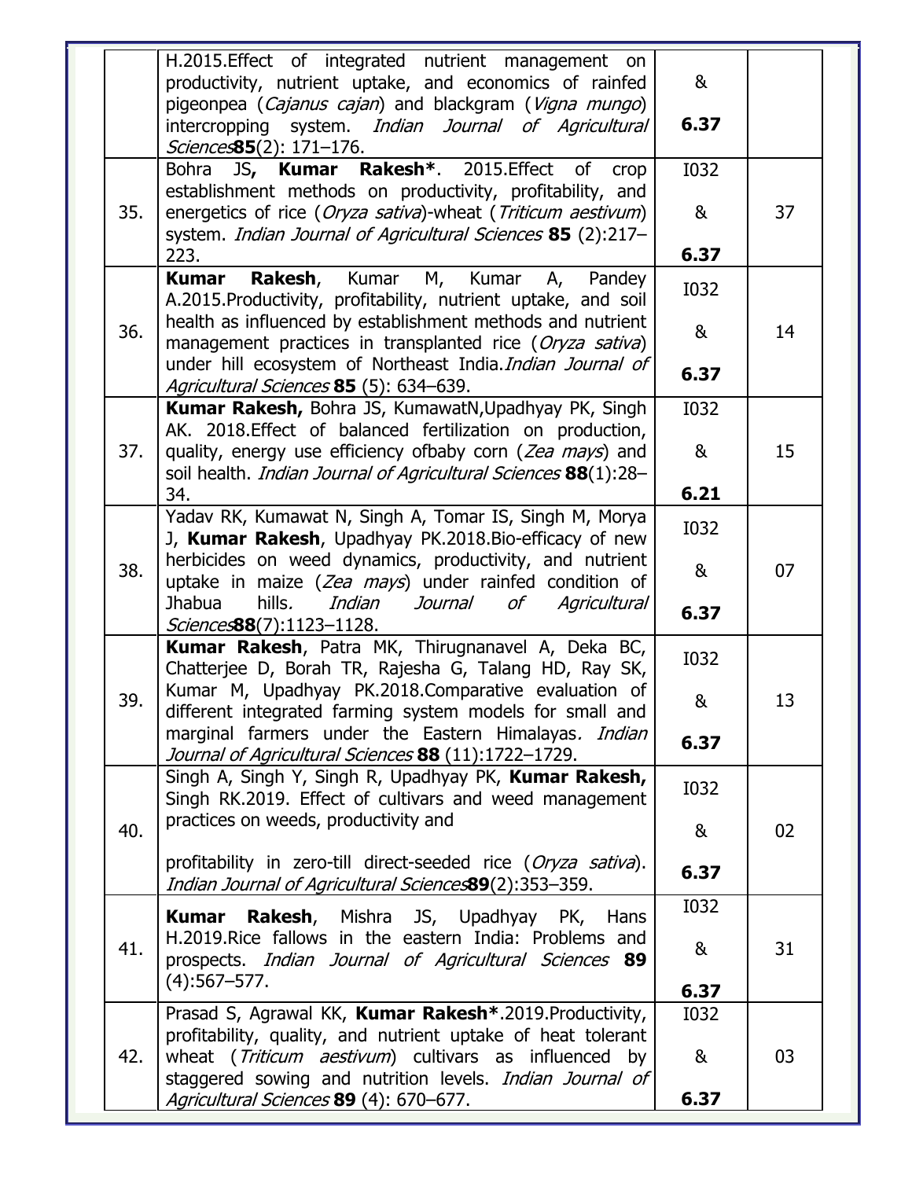| | | | |
|---|---|---|---|
| | H.2015.Effect of integrated nutrient management on productivity, nutrient uptake, and economics of rainfed pigeonpea (*Cajanus cajan*) and blackgram (*Vigna mungo*) intercropping system. *Indian Journal of Agricultural Sciences***85**(2): 171–176. | & **6.37** | |
| 35. | Bohra JS**, Kumar Rakesh***. 2015.Effect of crop establishment methods on productivity, profitability, and energetics of rice (*Oryza sativa*)-wheat (*Triticum aestivum*) system. *Indian Journal of Agricultural Sciences* **85** (2):217–223. | I032 & **6.37** | 37 |
| 36. | **Kumar Rakesh**, Kumar M, Kumar A, Pandey A.2015.Productivity, profitability, nutrient uptake, and soil health as influenced by establishment methods and nutrient management practices in transplanted rice (*Oryza sativa*) under hill ecosystem of Northeast India.*Indian Journal of Agricultural Sciences* **85** (5): 634–639. | I032 & **6.37** | 14 |
| 37. | **Kumar Rakesh,** Bohra JS, KumawatN,Upadhyay PK, Singh AK. 2018.Effect of balanced fertilization on production, quality, energy use efficiency ofbaby corn (*Zea mays*) and soil health. *Indian Journal of Agricultural Sciences* **88**(1):28–34. | I032 & **6.21** | 15 |
| 38. | Yadav RK, Kumawat N, Singh A, Tomar IS, Singh M, Morya J, **Kumar Rakesh**, Upadhyay PK.2018.Bio-efficacy of new herbicides on weed dynamics, productivity, and nutrient uptake in maize (*Zea mays*) under rainfed condition of Jhabua hills*. Indian Journal of Agricultural Sciences***88**(7):1123–1128. | I032 & **6.37** | 07 |
| 39. | **Kumar Rakesh**, Patra MK, Thirugnanavel A, Deka BC, Chatterjee D, Borah TR, Rajesha G, Talang HD, Ray SK, Kumar M, Upadhyay PK.2018.Comparative evaluation of different integrated farming system models for small and marginal farmers under the Eastern Himalayas*. Indian Journal of Agricultural Sciences* **88** (11):1722–1729. | I032 & **6.37** | 13 |
| 40. | Singh A, Singh Y, Singh R, Upadhyay PK, **Kumar Rakesh,** Singh RK.2019. Effect of cultivars and weed management practices on weeds, productivity and profitability in zero-till direct-seeded rice (*Oryza sativa*). *Indian Journal of Agricultural Sciences***89**(2):353–359. | I032 & **6.37** | 02 |
| 41. | **Kumar Rakesh**, Mishra JS, Upadhyay PK, Hans H.2019.Rice fallows in the eastern India: Problems and prospects. *Indian Journal of Agricultural Sciences* **89** (4):567–577. | I032 & **6.37** | 31 |
| 42. | Prasad S, Agrawal KK, **Kumar Rakesh***.2019.Productivity, profitability, quality, and nutrient uptake of heat tolerant wheat (*Triticum aestivum*) cultivars as influenced by staggered sowing and nutrition levels. *Indian Journal of Agricultural Sciences* **89** (4): 670–677. | I032 & **6.37** | 03 |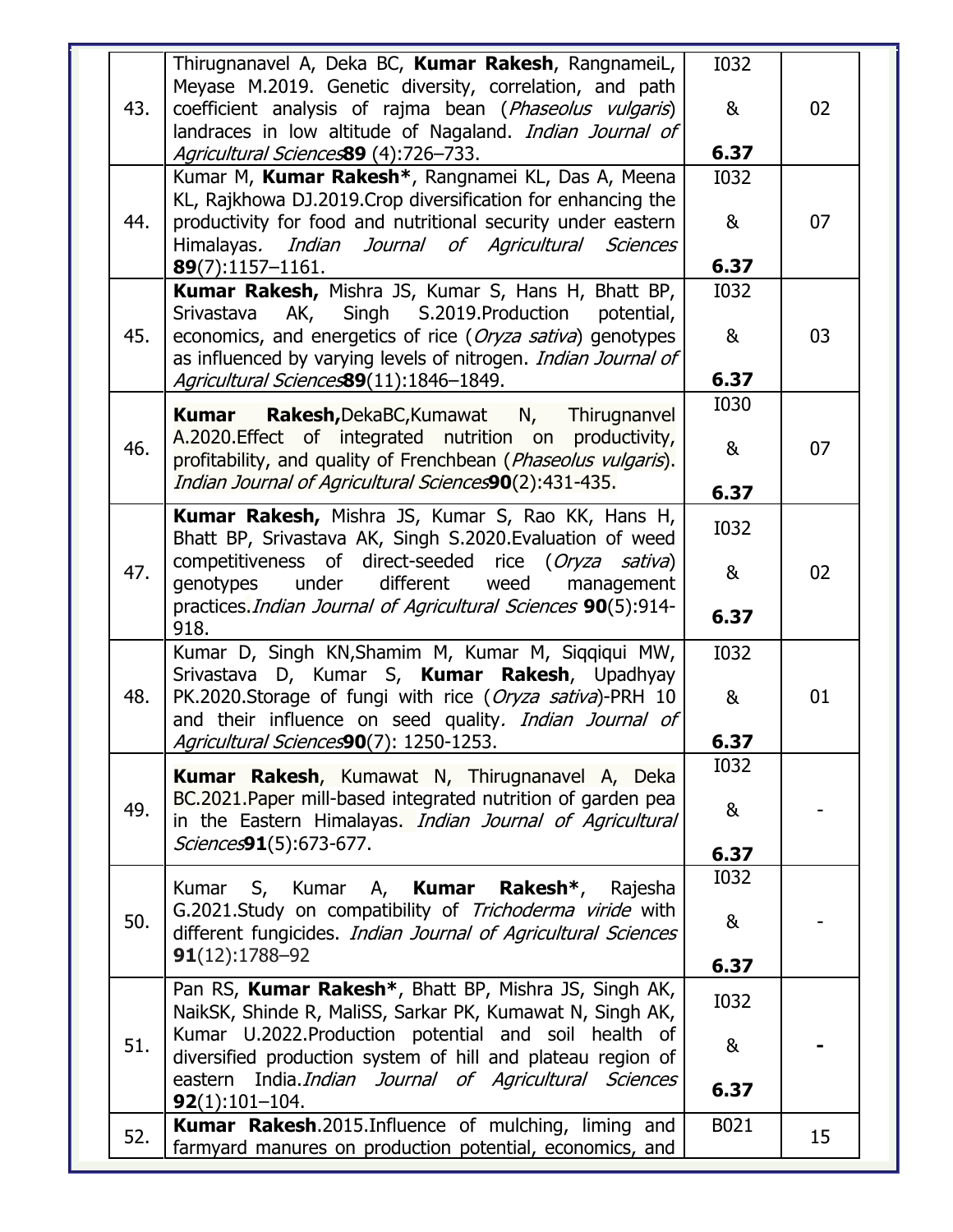| | | | |
|---|---|---|---|
| 43. | Thirugnanavel A, Deka BC, **Kumar Rakesh**, RangnameiL, Meyase M.2019. Genetic diversity, correlation, and path coefficient analysis of rajma bean (*Phaseolus vulgaris*) landraces in low altitude of Nagaland. *Indian Journal of Agricultural Sciences***89** (4):726–733. | I032 & **6.37** | 02 |
| 44. | Kumar M, **Kumar Rakesh***, Rangnamei KL, Das A, Meena KL, Rajkhowa DJ.2019.Crop diversification for enhancing the productivity for food and nutritional security under eastern Himalayas*. Indian Journal of Agricultural Sciences* **89**(7):1157–1161. | I032 & **6.37** | 07 |
| 45. | **Kumar Rakesh,** Mishra JS, Kumar S, Hans H, Bhatt BP, Srivastava AK, Singh S.2019.Production potential, economics, and energetics of rice (*Oryza sativa*) genotypes as influenced by varying levels of nitrogen. *Indian Journal of Agricultural Sciences***89**(11):1846–1849. | I032 & **6.37** | 03 |
| 46. | **Kumar Rakesh,**DekaBC,Kumawat N, Thirugnanvel A.2020.Effect of integrated nutrition on productivity, profitability, and quality of Frenchbean (*Phaseolus vulgaris*). *Indian Journal of Agricultural Sciences***90**(2):431-435. | I030 & **6.37** | 07 |
| 47. | **Kumar Rakesh,** Mishra JS, Kumar S, Rao KK, Hans H, Bhatt BP, Srivastava AK, Singh S.2020.Evaluation of weed competitiveness of direct-seeded rice (*Oryza sativa*) genotypes under different weed management practices.*Indian Journal of Agricultural Sciences* **90**(5):914-918. | I032 & **6.37** | 02 |
| 48. | Kumar D, Singh KN,Shamim M, Kumar M, Siqqiqui MW, Srivastava D, Kumar S, **Kumar Rakesh**, Upadhyay PK.2020.Storage of fungi with rice (*Oryza sativa*)-PRH 10 and their influence on seed quality*. Indian Journal of Agricultural Sciences***90**(7): 1250-1253. | I032 & **6.37** | 01 |
| 49. | **Kumar Rakesh**, Kumawat N, Thirugnanavel A, Deka BC.2021.Paper mill-based integrated nutrition of garden pea in the Eastern Himalayas. *Indian Journal of Agricultural Sciences***91**(5):673-677. | I032 & **6.37** | - |
| 50. | Kumar S, Kumar A, **Kumar Rakesh***, Rajesha G.2021.Study on compatibility of *Trichoderma viride* with different fungicides. *Indian Journal of Agricultural Sciences* **91**(12):1788–92 | I032 & **6.37** | - |
| 51. | Pan RS, **Kumar Rakesh***, Bhatt BP, Mishra JS, Singh AK, NaikSK, Shinde R, MaliSS, Sarkar PK, Kumawat N, Singh AK, Kumar U.2022.Production potential and soil health of diversified production system of hill and plateau region of eastern India.*Indian Journal of Agricultural Sciences* **92**(1):101–104. | I032 & **6.37** | **-** |
| 52. | **Kumar Rakesh**.2015.Influence of mulching, liming and farmyard manures on production potential, economics, and | B021 | 15 |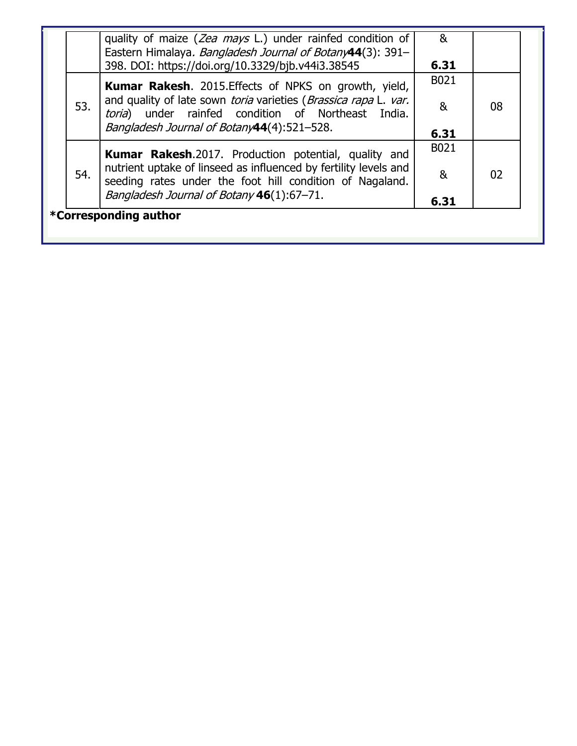| | | | |
|---|---|---|---|
| | quality of maize (*Zea mays* L.) under rainfed condition of Eastern Himalaya. *Bangladesh Journal of Botany* **44**(3): 391–398. DOI: https://doi.org/10.3329/bjb.v44i3.38545 | & **6.31** | |
| 53. | **Kumar Rakesh**. 2015.Effects of NPKS on growth, yield, and quality of late sown *toria* varieties (*Brassica rapa* L. *var. toria*) under rainfed condition of Northeast India. *Bangladesh Journal of Botany* **44**(4):521–528. | B021 & **6.31** | 08 |
| 54. | **Kumar Rakesh**.2017. Production potential, quality and nutrient uptake of linseed as influenced by fertility levels and seeding rates under the foot hill condition of Nagaland. *Bangladesh Journal of Botany* **46**(1):67–71. | B021 & **6.31** | 02 |

***Corresponding author**